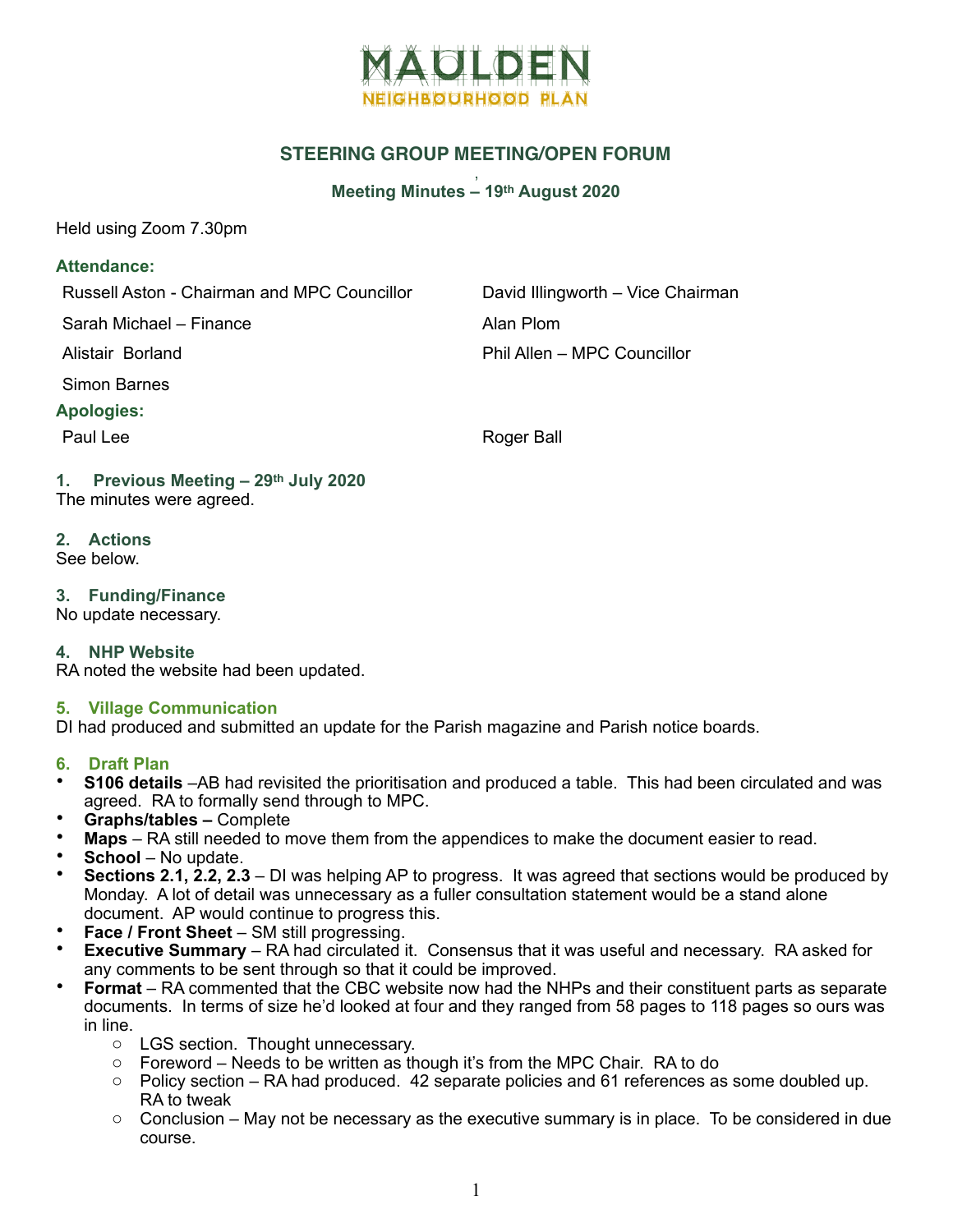# MAULDEN NEIGHBOURHOOD PLAN

## STEERING GROUP MEETING/OPEN FORUM

**Meeting Minutes – 19th August 2020**

Held using Zoom 7.30pm

**Attendance:**

Russell Aston - Chairman and MPC Councillor
David Illingworth – Vice Chairman
Sarah Michael – Finance
Alan Plom
Alistair Borland
Phil Allen – MPC Councillor
Simon Barnes

**Apologies:**

Paul Lee
Roger Ball

### 1. Previous Meeting – 29th July 2020

The minutes were agreed.

### 2. Actions

See below.

### 3. Funding/Finance

No update necessary.

### 4. NHP Website

RA noted the website had been updated.

### 5. Village Communication

DI had produced and submitted an update for the Parish magazine and Parish notice boards.

### 6. Draft Plan

- **S106 details** –AB had revisited the prioritisation and produced a table. This had been circulated and was agreed. RA to formally send through to MPC.
- **Graphs/tables –** Complete
- **Maps** – RA still needed to move them from the appendices to make the document easier to read.
- **School** – No update.
- **Sections 2.1, 2.2, 2.3** – DI was helping AP to progress. It was agreed that sections would be produced by Monday. A lot of detail was unnecessary as a fuller consultation statement would be a stand alone document. AP would continue to progress this.
- **Face / Front Sheet** – SM still progressing.
- **Executive Summary** – RA had circulated it. Consensus that it was useful and necessary. RA asked for any comments to be sent through so that it could be improved.
- **Format** – RA commented that the CBC website now had the NHPs and their constituent parts as separate documents. In terms of size he'd looked at four and they ranged from 58 pages to 118 pages so ours was in line.
  - LGS section. Thought unnecessary.
  - Foreword – Needs to be written as though it's from the MPC Chair. RA to do
  - Policy section – RA had produced. 42 separate policies and 61 references as some doubled up. RA to tweak
  - Conclusion – May not be necessary as the executive summary is in place. To be considered in due course.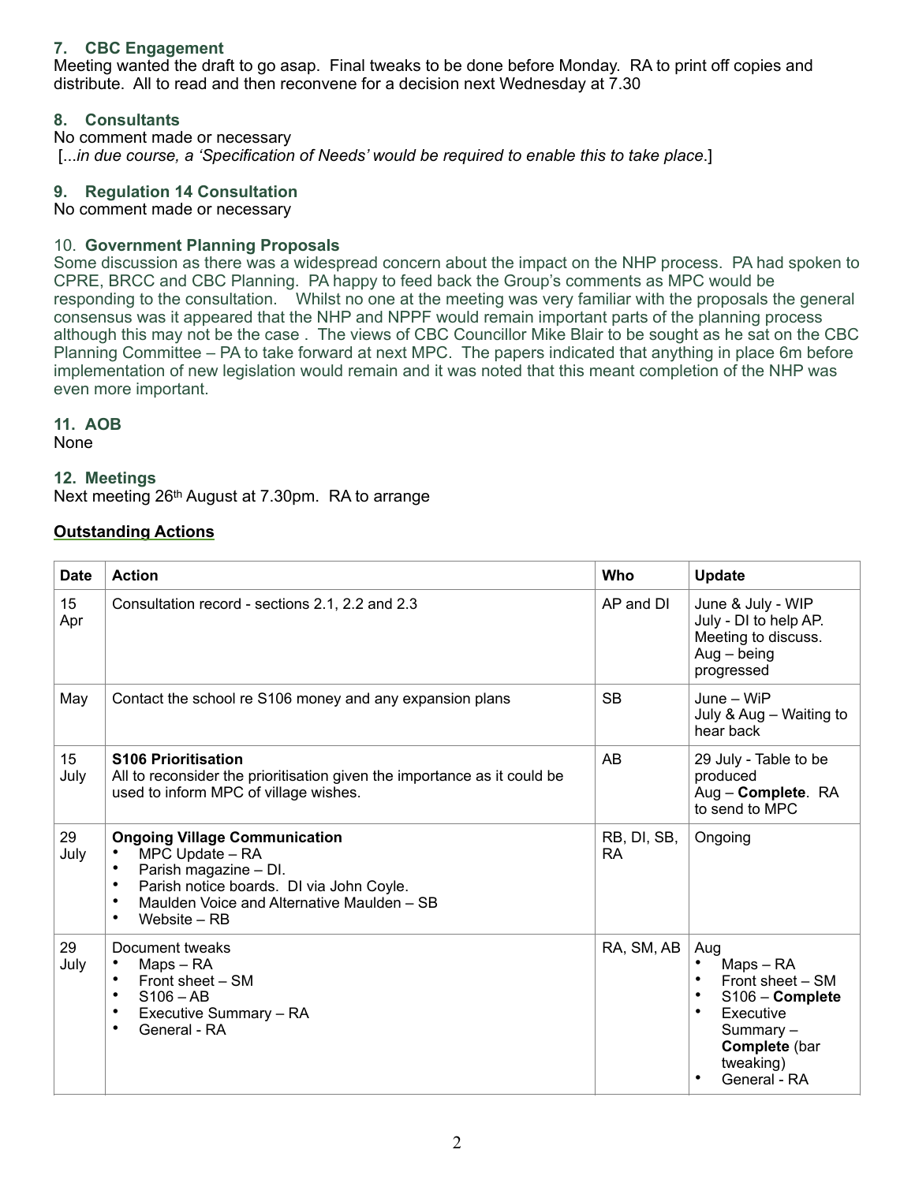### 7. CBC Engagement

Meeting wanted the draft to go asap. Final tweaks to be done before Monday. RA to print off copies and distribute. All to read and then reconvene for a decision next Wednesday at 7.30

### 8. Consultants

No comment made or necessary
[...*in due course, a 'Specification of Needs' would be required to enable this to take place*.]

### 9. Regulation 14 Consultation

No comment made or necessary

### 10. Government Planning Proposals

Some discussion as there was a widespread concern about the impact on the NHP process. PA had spoken to CPRE, BRCC and CBC Planning. PA happy to feed back the Group's comments as MPC would be responding to the consultation. Whilst no one at the meeting was very familiar with the proposals the general consensus was it appeared that the NHP and NPPF would remain important parts of the planning process although this may not be the case . The views of CBC Councillor Mike Blair to be sought as he sat on the CBC Planning Committee – PA to take forward at next MPC. The papers indicated that anything in place 6m before implementation of new legislation would remain and it was noted that this meant completion of the NHP was even more important.

### 11. AOB

None

### 12. Meetings

Next meeting 26th August at 7.30pm. RA to arrange

**Outstanding Actions**

| Date | Action | Who | Update |
|---|---|---|---|
| 15 Apr | Consultation record - sections 2.1, 2.2 and 2.3 | AP and DI | June & July - WIP<br>July - DI to help AP. Meeting to discuss.<br>Aug – being progressed |
| May | Contact the school re S106 money and any expansion plans | SB | June – WiP<br>July & Aug – Waiting to hear back |
| 15 July | **S106 Prioritisation**<br>All to reconsider the prioritisation given the importance as it could be used to inform MPC of village wishes. | AB | 29 July - Table to be produced<br>Aug – **Complete**. RA to send to MPC |
| 29 July | **Ongoing Village Communication**<br>• MPC Update – RA<br>• Parish magazine – DI.<br>• Parish notice boards. DI via John Coyle.<br>• Maulden Voice and Alternative Maulden – SB<br>• Website – RB | RB, DI, SB, RA | Ongoing |
| 29 July | Document tweaks<br>• Maps – RA<br>• Front sheet – SM<br>• S106 – AB<br>• Executive Summary – RA<br>• General - RA | RA, SM, AB | Aug<br>• Maps – RA<br>• Front sheet – SM<br>• S106 – **Complete**<br>• Executive Summary – **Complete** (bar tweaking)<br>• General - RA |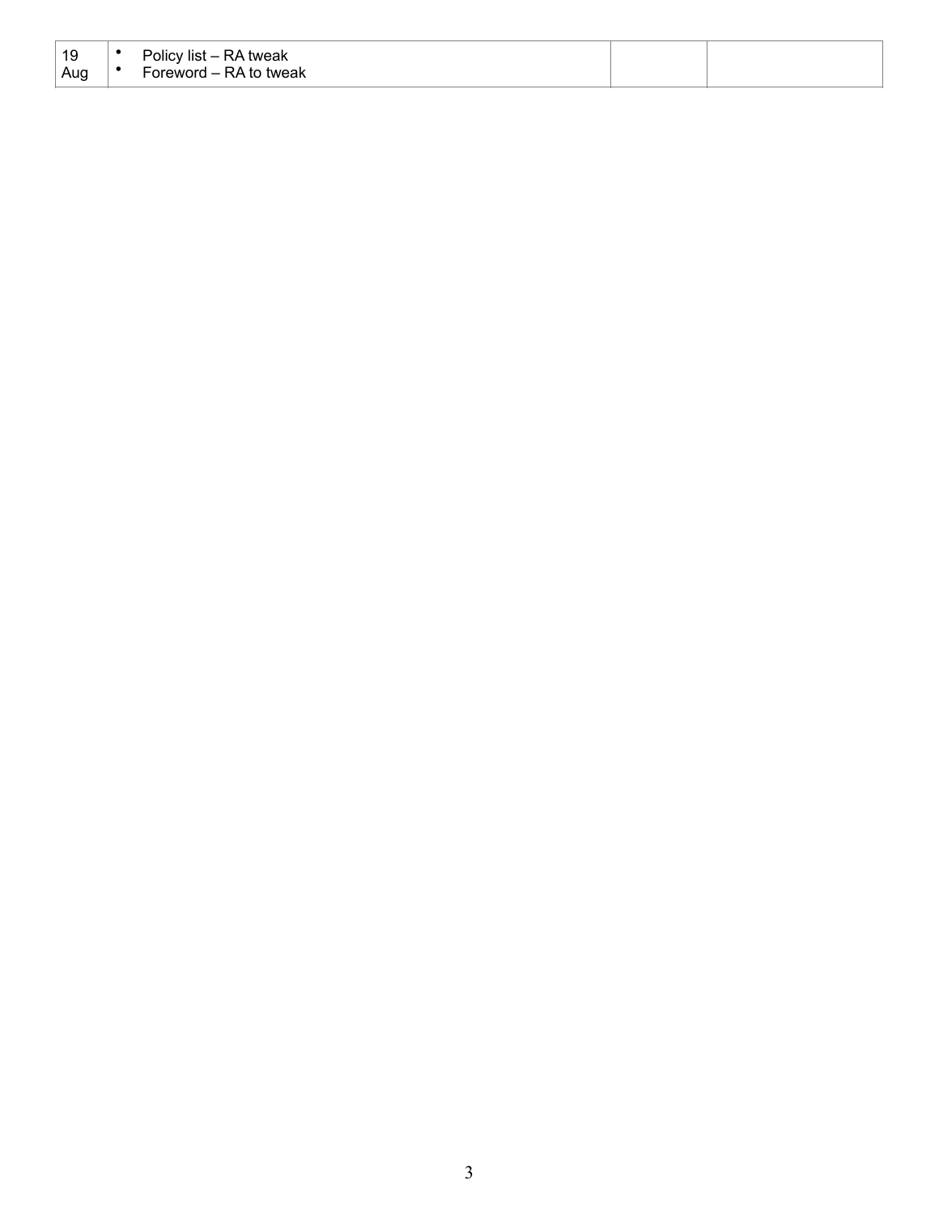| | | | |
|---|---|---|---|
| 19 Aug | • Policy list – RA tweak<br>• Foreword – RA to tweak | | |